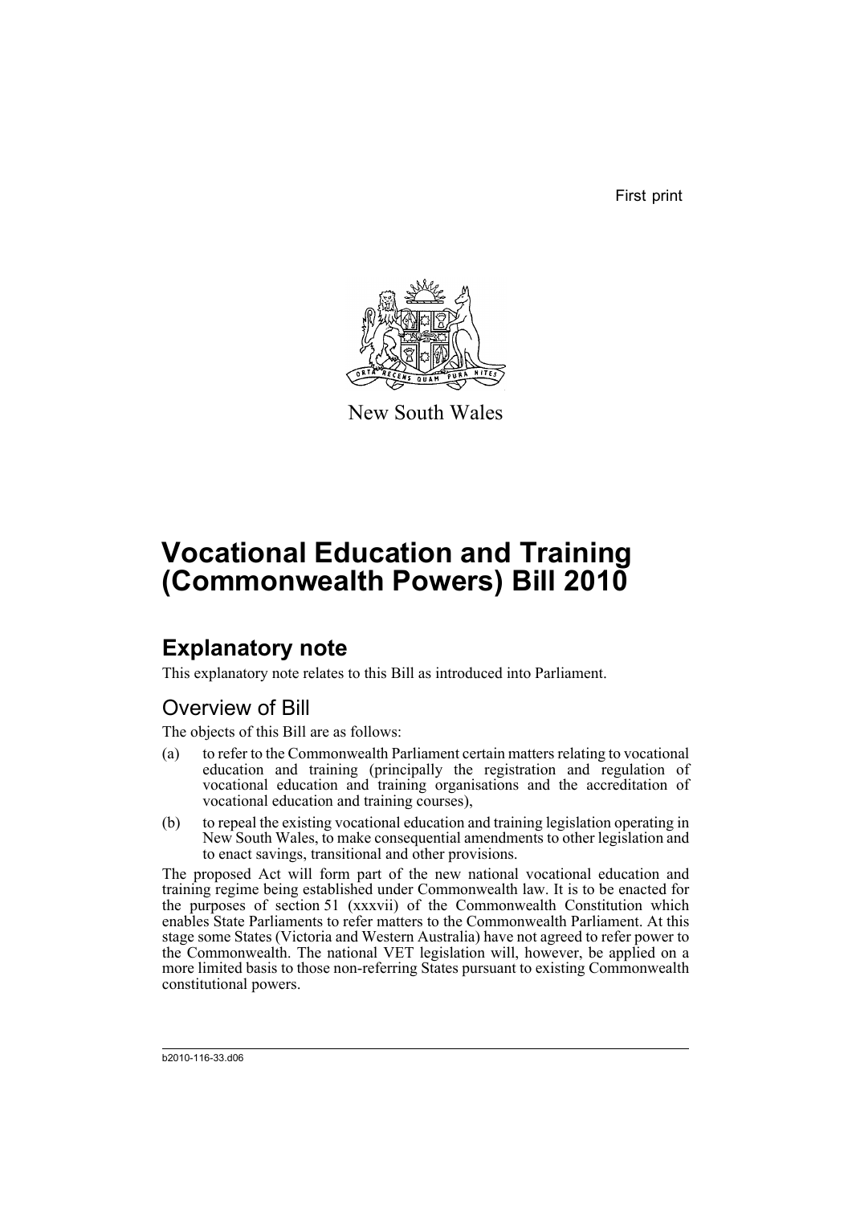First print

New South Wales

# Vocational Education and Training (Commonwealth Powers) Bill 2010

## Explanatory note

This explanatory note relates to this Bill as introduced into Parliament.

### Overview of Bill

The objects of this Bill are as follows:

(a) to refer to the Commonwealth Parliament certain matters relating to vocational education and training (principally the registration and regulation of vocational education and training organisations and the accreditation of vocational education and training courses),

(b) to repeal the existing vocational education and training legislation operating in New South Wales, to make consequential amendments to other legislation and to enact savings, transitional and other provisions.

The proposed Act will form part of the new national vocational education and training regime being established under Commonwealth law. It is to be enacted for the purposes of section 51 (xxxvii) of the Commonwealth Constitution which enables State Parliaments to refer matters to the Commonwealth Parliament. At this stage some States (Victoria and Western Australia) have not agreed to refer power to the Commonwealth. The national VET legislation will, however, be applied on a more limited basis to those non-referring States pursuant to existing Commonwealth constitutional powers.

b2010-116-33.d06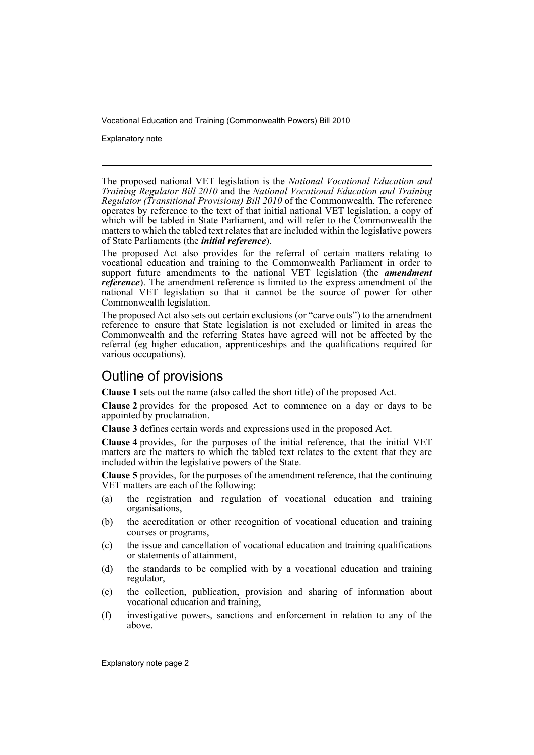The proposed national VET legislation is the *National Vocational Education and Training Regulator Bill 2010* and the *National Vocational Education and Training Regulator (Transitional Provisions) Bill 2010* of the Commonwealth. The reference operates by reference to the text of that initial national VET legislation, a copy of which will be tabled in State Parliament, and will refer to the Commonwealth the matters to which the tabled text relates that are included within the legislative powers of State Parliaments (the ***initial reference***).

The proposed Act also provides for the referral of certain matters relating to vocational education and training to the Commonwealth Parliament in order to support future amendments to the national VET legislation (the ***amendment reference***). The amendment reference is limited to the express amendment of the national VET legislation so that it cannot be the source of power for other Commonwealth legislation.

The proposed Act also sets out certain exclusions (or "carve outs") to the amendment reference to ensure that State legislation is not excluded or limited in areas the Commonwealth and the referring States have agreed will not be affected by the referral (eg higher education, apprenticeships and the qualifications required for various occupations).

## Outline of provisions

**Clause 1** sets out the name (also called the short title) of the proposed Act.

**Clause 2** provides for the proposed Act to commence on a day or days to be appointed by proclamation.

**Clause 3** defines certain words and expressions used in the proposed Act.

**Clause 4** provides, for the purposes of the initial reference, that the initial VET matters are the matters to which the tabled text relates to the extent that they are included within the legislative powers of the State.

**Clause 5** provides, for the purposes of the amendment reference, that the continuing VET matters are each of the following:

(a) the registration and regulation of vocational education and training organisations,

(b) the accreditation or other recognition of vocational education and training courses or programs,

(c) the issue and cancellation of vocational education and training qualifications or statements of attainment,

(d) the standards to be complied with by a vocational education and training regulator,

(e) the collection, publication, provision and sharing of information about vocational education and training,

(f) investigative powers, sanctions and enforcement in relation to any of the above.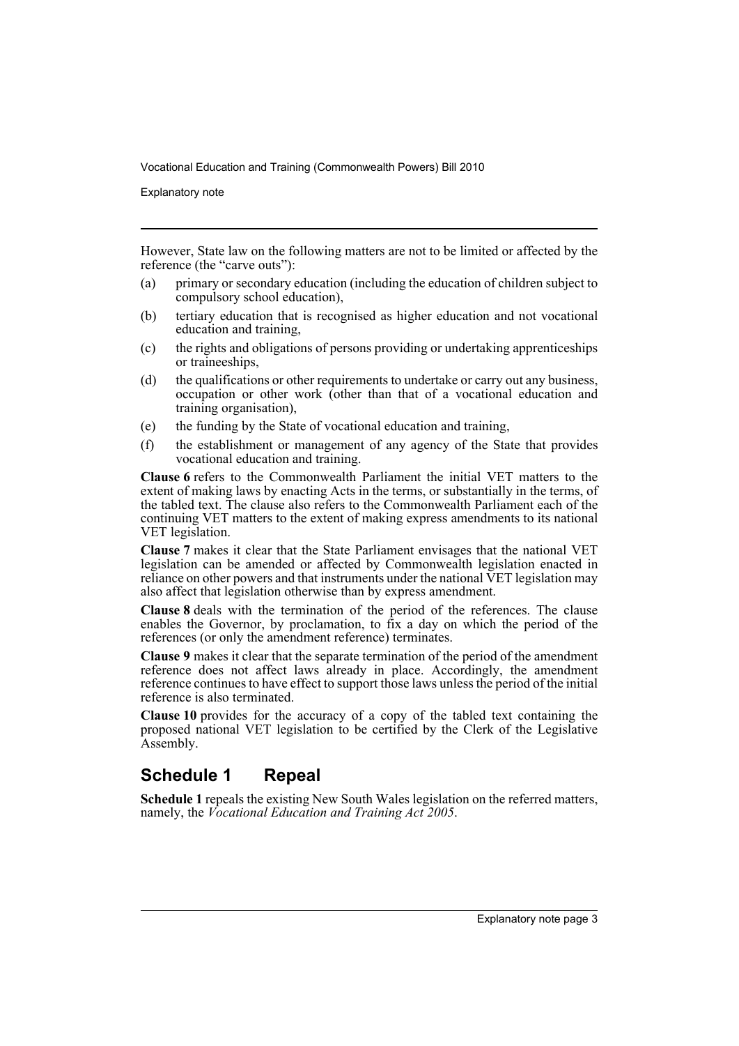However, State law on the following matters are not to be limited or affected by the reference (the "carve outs"):

(a) primary or secondary education (including the education of children subject to compulsory school education),

(b) tertiary education that is recognised as higher education and not vocational education and training,

(c) the rights and obligations of persons providing or undertaking apprenticeships or traineeships,

(d) the qualifications or other requirements to undertake or carry out any business, occupation or other work (other than that of a vocational education and training organisation),

(e) the funding by the State of vocational education and training,

(f) the establishment or management of any agency of the State that provides vocational education and training.

**Clause 6** refers to the Commonwealth Parliament the initial VET matters to the extent of making laws by enacting Acts in the terms, or substantially in the terms, of the tabled text. The clause also refers to the Commonwealth Parliament each of the continuing VET matters to the extent of making express amendments to its national VET legislation.

**Clause 7** makes it clear that the State Parliament envisages that the national VET legislation can be amended or affected by Commonwealth legislation enacted in reliance on other powers and that instruments under the national VET legislation may also affect that legislation otherwise than by express amendment.

**Clause 8** deals with the termination of the period of the references. The clause enables the Governor, by proclamation, to fix a day on which the period of the references (or only the amendment reference) terminates.

**Clause 9** makes it clear that the separate termination of the period of the amendment reference does not affect laws already in place. Accordingly, the amendment reference continues to have effect to support those laws unless the period of the initial reference is also terminated.

**Clause 10** provides for the accuracy of a copy of the tabled text containing the proposed national VET legislation to be certified by the Clerk of the Legislative Assembly.

## Schedule 1 Repeal

**Schedule 1** repeals the existing New South Wales legislation on the referred matters, namely, the *Vocational Education and Training Act 2005*.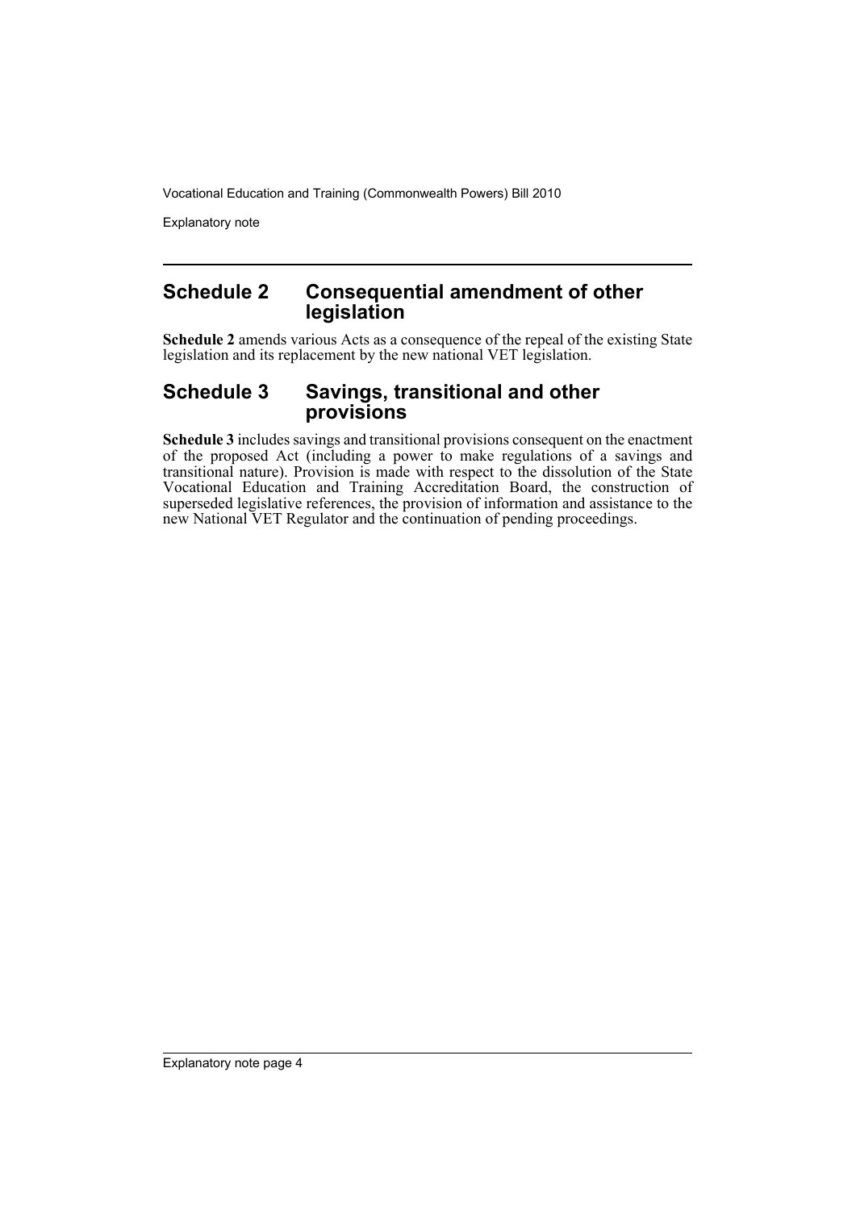## Schedule 2 Consequential amendment of other legislation

**Schedule 2** amends various Acts as a consequence of the repeal of the existing State legislation and its replacement by the new national VET legislation.

## Schedule 3 Savings, transitional and other provisions

**Schedule 3** includes savings and transitional provisions consequent on the enactment of the proposed Act (including a power to make regulations of a savings and transitional nature). Provision is made with respect to the dissolution of the State Vocational Education and Training Accreditation Board, the construction of superseded legislative references, the provision of information and assistance to the new National VET Regulator and the continuation of pending proceedings.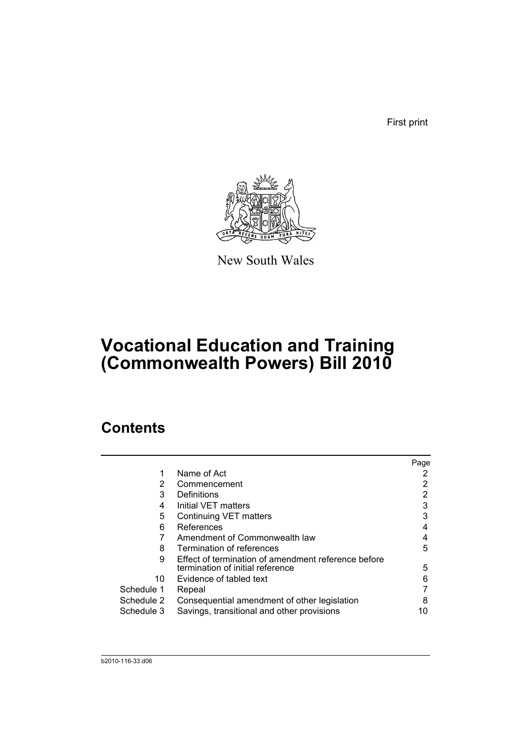First print

New South Wales

# Vocational Education and Training (Commonwealth Powers) Bill 2010

## Contents

| | | Page |
|---|---|---|
| 1 | Name of Act | 2 |
| 2 | Commencement | 2 |
| 3 | Definitions | 2 |
| 4 | Initial VET matters | 3 |
| 5 | Continuing VET matters | 3 |
| 6 | References | 4 |
| 7 | Amendment of Commonwealth law | 4 |
| 8 | Termination of references | 5 |
| 9 | Effect of termination of amendment reference before termination of initial reference | 5 |
| 10 | Evidence of tabled text | 6 |
| Schedule 1 | Repeal | 7 |
| Schedule 2 | Consequential amendment of other legislation | 8 |
| Schedule 3 | Savings, transitional and other provisions | 10 |

b2010-116-33.d06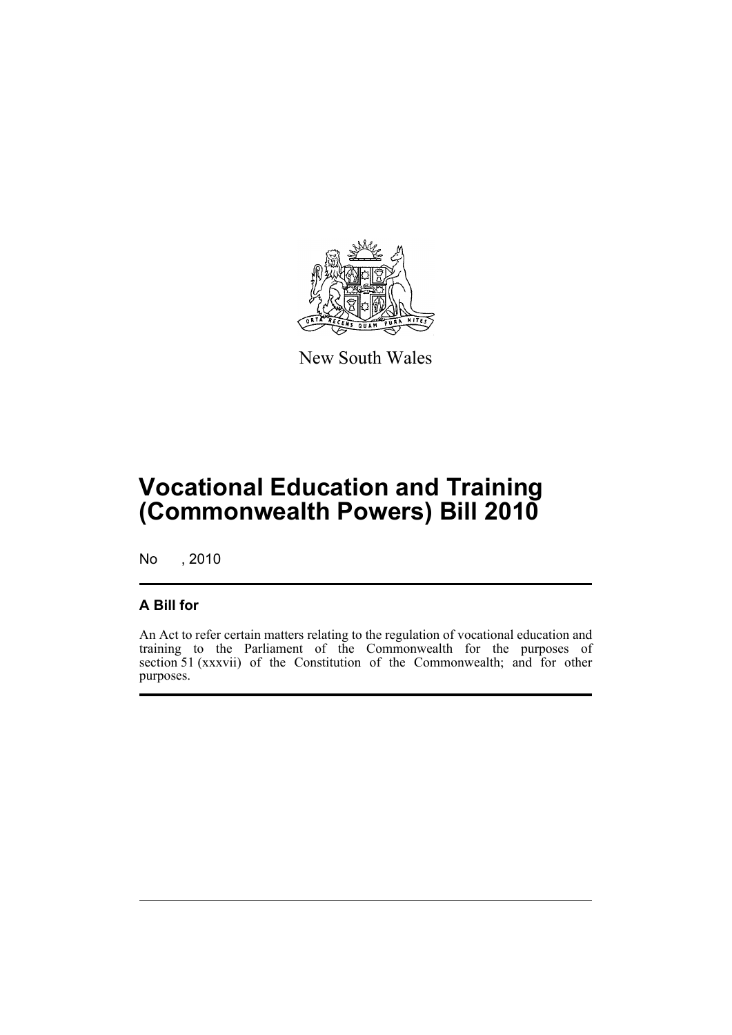New South Wales

# Vocational Education and Training (Commonwealth Powers) Bill 2010

No , 2010

## A Bill for

An Act to refer certain matters relating to the regulation of vocational education and training to the Parliament of the Commonwealth for the purposes of section 51 (xxxvii) of the Constitution of the Commonwealth; and for other purposes.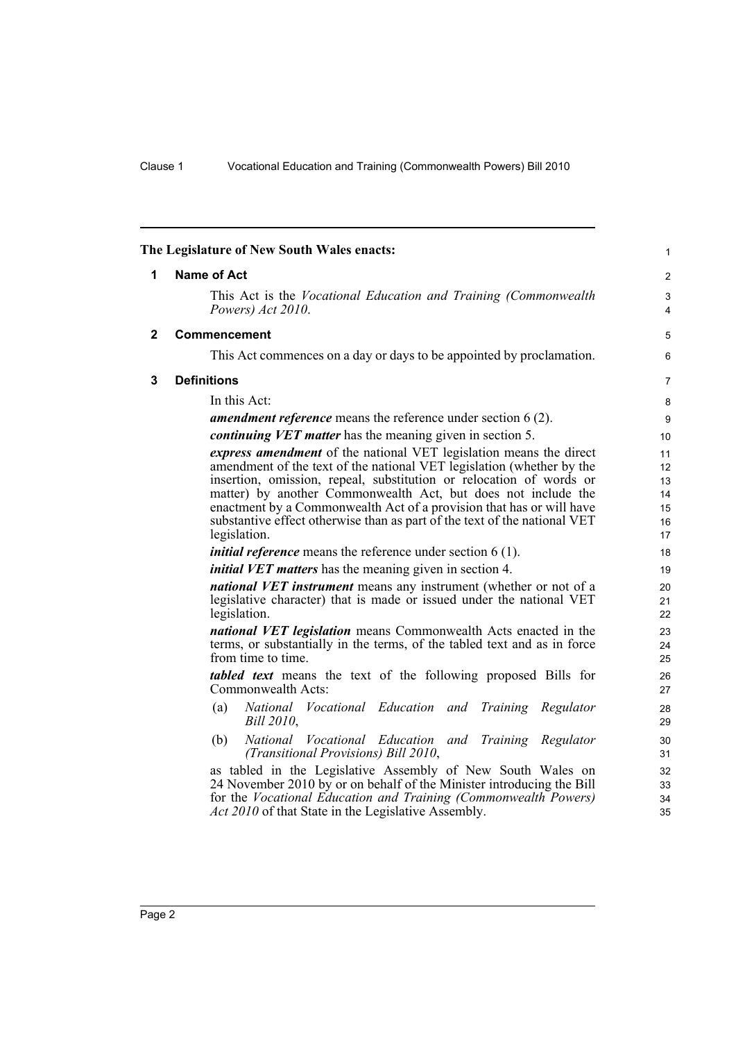The Legislature of New South Wales enacts:

## 1 Name of Act

This Act is the *Vocational Education and Training (Commonwealth Powers) Act 2010*.

## 2 Commencement

This Act commences on a day or days to be appointed by proclamation.

## 3 Definitions

In this Act:

***amendment reference*** means the reference under section 6 (2).

***continuing VET matter*** has the meaning given in section 5.

***express amendment*** of the national VET legislation means the direct amendment of the text of the national VET legislation (whether by the insertion, omission, repeal, substitution or relocation of words or matter) by another Commonwealth Act, but does not include the enactment by a Commonwealth Act of a provision that has or will have substantive effect otherwise than as part of the text of the national VET legislation.

***initial reference*** means the reference under section 6 (1).

***initial VET matters*** has the meaning given in section 4.

***national VET instrument*** means any instrument (whether or not of a legislative character) that is made or issued under the national VET legislation.

***national VET legislation*** means Commonwealth Acts enacted in the terms, or substantially in the terms, of the tabled text and as in force from time to time.

***tabled text*** means the text of the following proposed Bills for Commonwealth Acts:

(a) *National Vocational Education and Training Regulator Bill 2010*,

(b) *National Vocational Education and Training Regulator (Transitional Provisions) Bill 2010*,

as tabled in the Legislative Assembly of New South Wales on 24 November 2010 by or on behalf of the Minister introducing the Bill for the *Vocational Education and Training (Commonwealth Powers) Act 2010* of that State in the Legislative Assembly.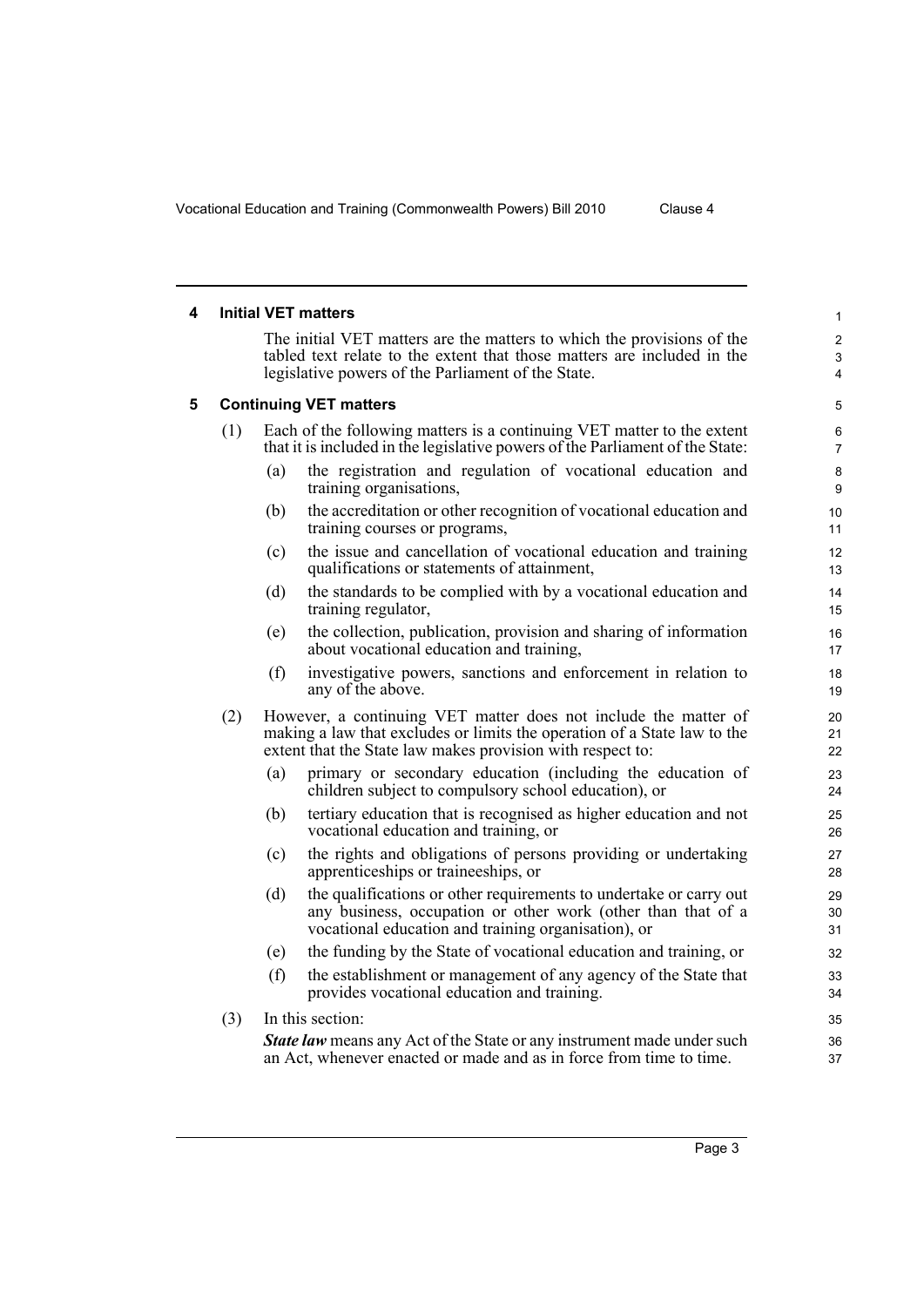## 4 Initial VET matters

The initial VET matters are the matters to which the provisions of the tabled text relate to the extent that those matters are included in the legislative powers of the Parliament of the State.

## 5 Continuing VET matters

(1) Each of the following matters is a continuing VET matter to the extent that it is included in the legislative powers of the Parliament of the State:

(a) the registration and regulation of vocational education and training organisations,

(b) the accreditation or other recognition of vocational education and training courses or programs,

(c) the issue and cancellation of vocational education and training qualifications or statements of attainment,

(d) the standards to be complied with by a vocational education and training regulator,

(e) the collection, publication, provision and sharing of information about vocational education and training,

(f) investigative powers, sanctions and enforcement in relation to any of the above.

(2) However, a continuing VET matter does not include the matter of making a law that excludes or limits the operation of a State law to the extent that the State law makes provision with respect to:

(a) primary or secondary education (including the education of children subject to compulsory school education), or

(b) tertiary education that is recognised as higher education and not vocational education and training, or

(c) the rights and obligations of persons providing or undertaking apprenticeships or traineeships, or

(d) the qualifications or other requirements to undertake or carry out any business, occupation or other work (other than that of a vocational education and training organisation), or

(e) the funding by the State of vocational education and training, or

(f) the establishment or management of any agency of the State that provides vocational education and training.

(3) In this section:

***State law*** means any Act of the State or any instrument made under such an Act, whenever enacted or made and as in force from time to time.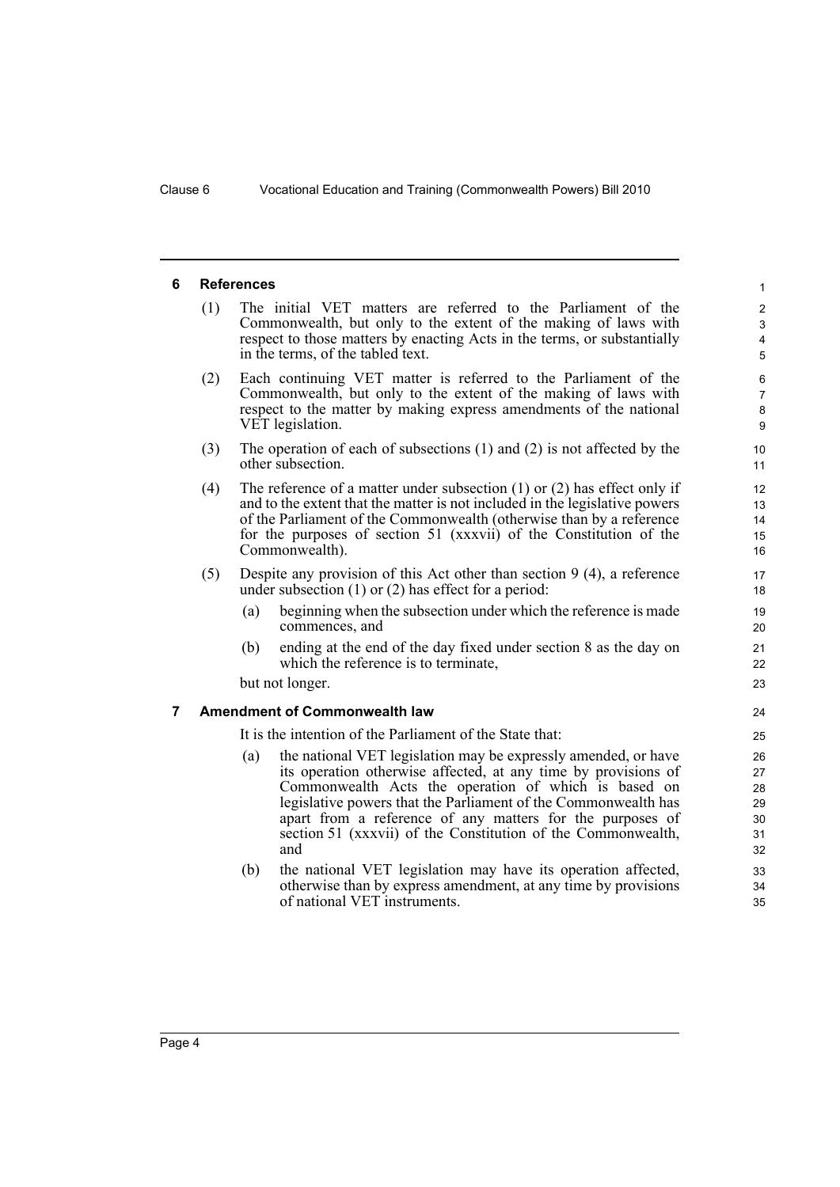## 6 References

(1) The initial VET matters are referred to the Parliament of the Commonwealth, but only to the extent of the making of laws with respect to those matters by enacting Acts in the terms, or substantially in the terms, of the tabled text.

(2) Each continuing VET matter is referred to the Parliament of the Commonwealth, but only to the extent of the making of laws with respect to the matter by making express amendments of the national VET legislation.

(3) The operation of each of subsections (1) and (2) is not affected by the other subsection.

(4) The reference of a matter under subsection (1) or (2) has effect only if and to the extent that the matter is not included in the legislative powers of the Parliament of the Commonwealth (otherwise than by a reference for the purposes of section 51 (xxxvii) of the Constitution of the Commonwealth).

(5) Despite any provision of this Act other than section 9 (4), a reference under subsection (1) or (2) has effect for a period:

- (a) beginning when the subsection under which the reference is made commences, and
- (b) ending at the end of the day fixed under section 8 as the day on which the reference is to terminate,

but not longer.

## 7 Amendment of Commonwealth law

It is the intention of the Parliament of the State that:

- (a) the national VET legislation may be expressly amended, or have its operation otherwise affected, at any time by provisions of Commonwealth Acts the operation of which is based on legislative powers that the Parliament of the Commonwealth has apart from a reference of any matters for the purposes of section 51 (xxxvii) of the Constitution of the Commonwealth, and
- (b) the national VET legislation may have its operation affected, otherwise than by express amendment, at any time by provisions of national VET instruments.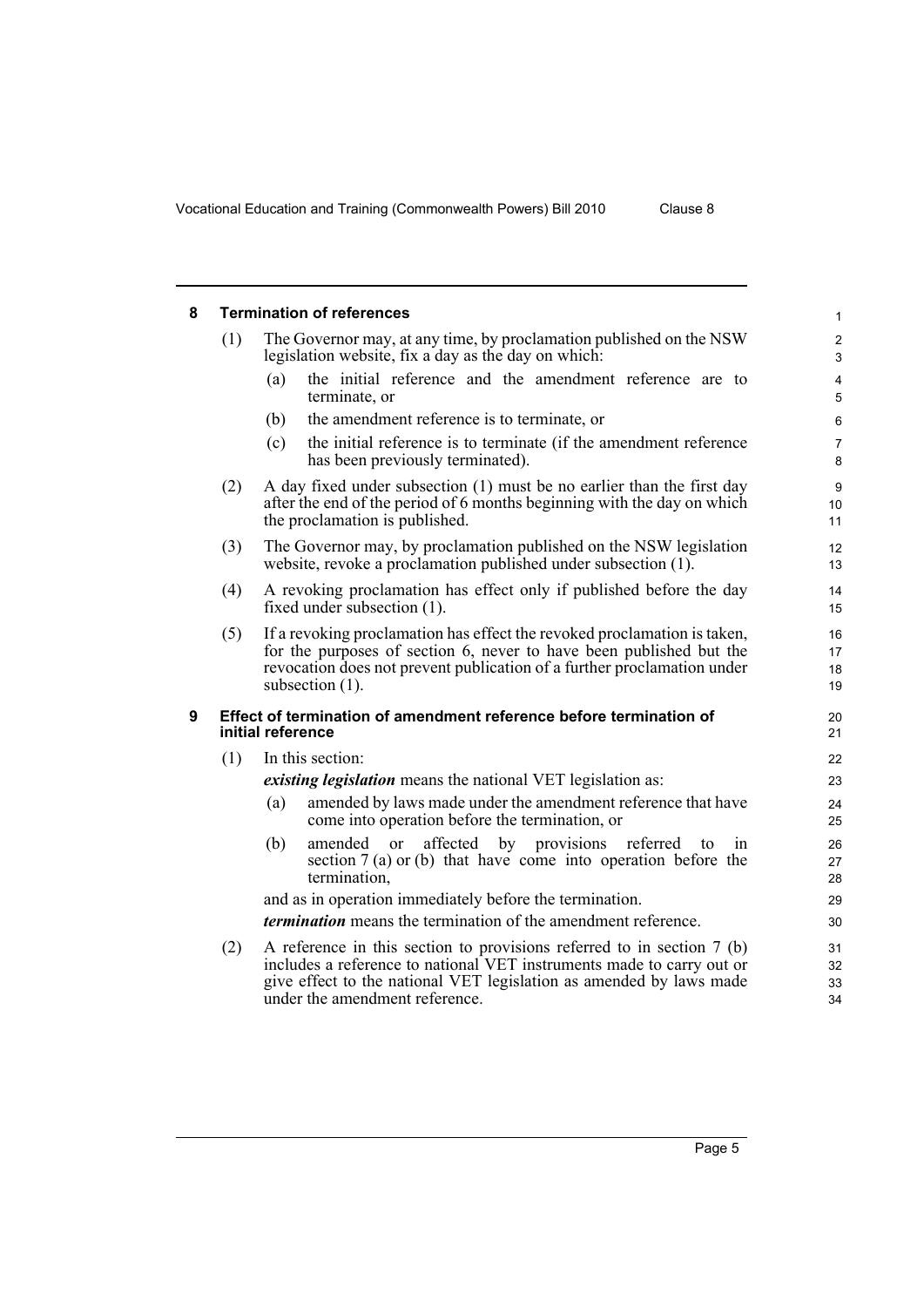## 8 Termination of references

(1) The Governor may, at any time, by proclamation published on the NSW legislation website, fix a day as the day on which:

(a) the initial reference and the amendment reference are to terminate, or

(b) the amendment reference is to terminate, or

(c) the initial reference is to terminate (if the amendment reference has been previously terminated).

(2) A day fixed under subsection (1) must be no earlier than the first day after the end of the period of 6 months beginning with the day on which the proclamation is published.

(3) The Governor may, by proclamation published on the NSW legislation website, revoke a proclamation published under subsection (1).

(4) A revoking proclamation has effect only if published before the day fixed under subsection (1).

(5) If a revoking proclamation has effect the revoked proclamation is taken, for the purposes of section 6, never to have been published but the revocation does not prevent publication of a further proclamation under subsection (1).

## 9 Effect of termination of amendment reference before termination of initial reference

(1) In this section:

***existing legislation*** means the national VET legislation as:

(a) amended by laws made under the amendment reference that have come into operation before the termination, or

(b) amended or affected by provisions referred to in section 7 (a) or (b) that have come into operation before the termination,

and as in operation immediately before the termination.

***termination*** means the termination of the amendment reference.

(2) A reference in this section to provisions referred to in section 7 (b) includes a reference to national VET instruments made to carry out or give effect to the national VET legislation as amended by laws made under the amendment reference.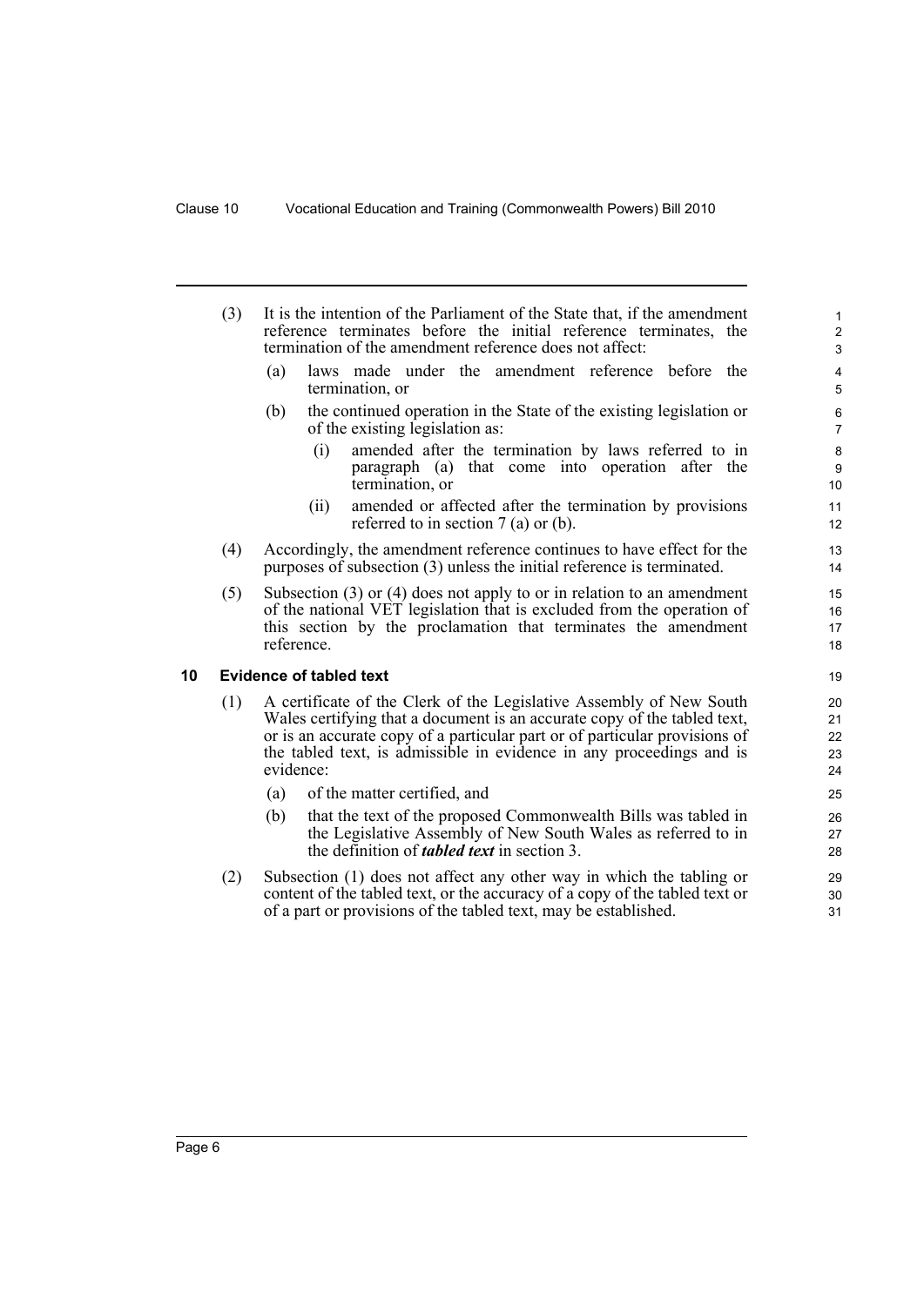(3) It is the intention of the Parliament of the State that, if the amendment reference terminates before the initial reference terminates, the termination of the amendment reference does not affect:

- (a) laws made under the amendment reference before the termination, or
- (b) the continued operation in the State of the existing legislation or of the existing legislation as:
  - (i) amended after the termination by laws referred to in paragraph (a) that come into operation after the termination, or
  - (ii) amended or affected after the termination by provisions referred to in section 7 (a) or (b).

(4) Accordingly, the amendment reference continues to have effect for the purposes of subsection (3) unless the initial reference is terminated.

(5) Subsection (3) or (4) does not apply to or in relation to an amendment of the national VET legislation that is excluded from the operation of this section by the proclamation that terminates the amendment reference.

## 10 Evidence of tabled text

(1) A certificate of the Clerk of the Legislative Assembly of New South Wales certifying that a document is an accurate copy of the tabled text, or is an accurate copy of a particular part or of particular provisions of the tabled text, is admissible in evidence in any proceedings and is evidence:

- (a) of the matter certified, and
- (b) that the text of the proposed Commonwealth Bills was tabled in the Legislative Assembly of New South Wales as referred to in the definition of ***tabled text*** in section 3.

(2) Subsection (1) does not affect any other way in which the tabling or content of the tabled text, or the accuracy of a copy of the tabled text or of a part or provisions of the tabled text, may be established.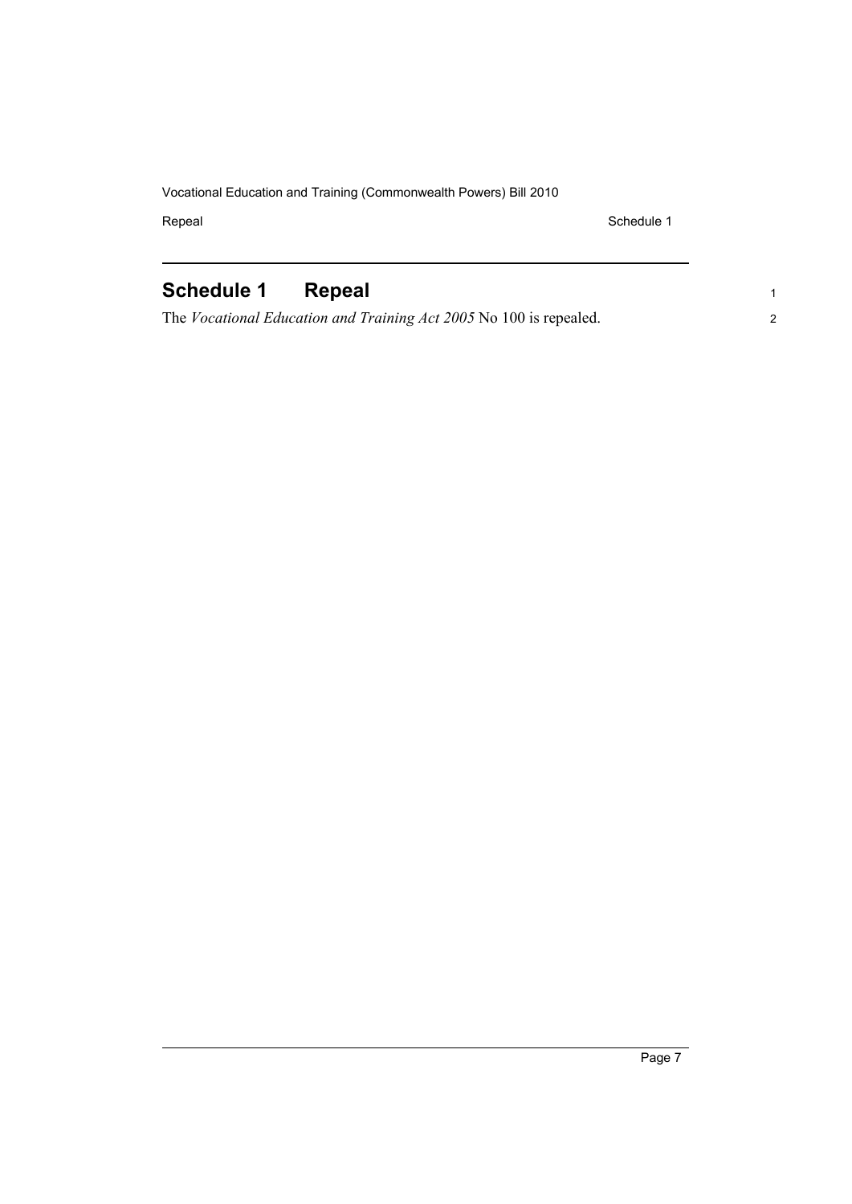## Schedule 1 Repeal

The *Vocational Education and Training Act 2005* No 100 is repealed.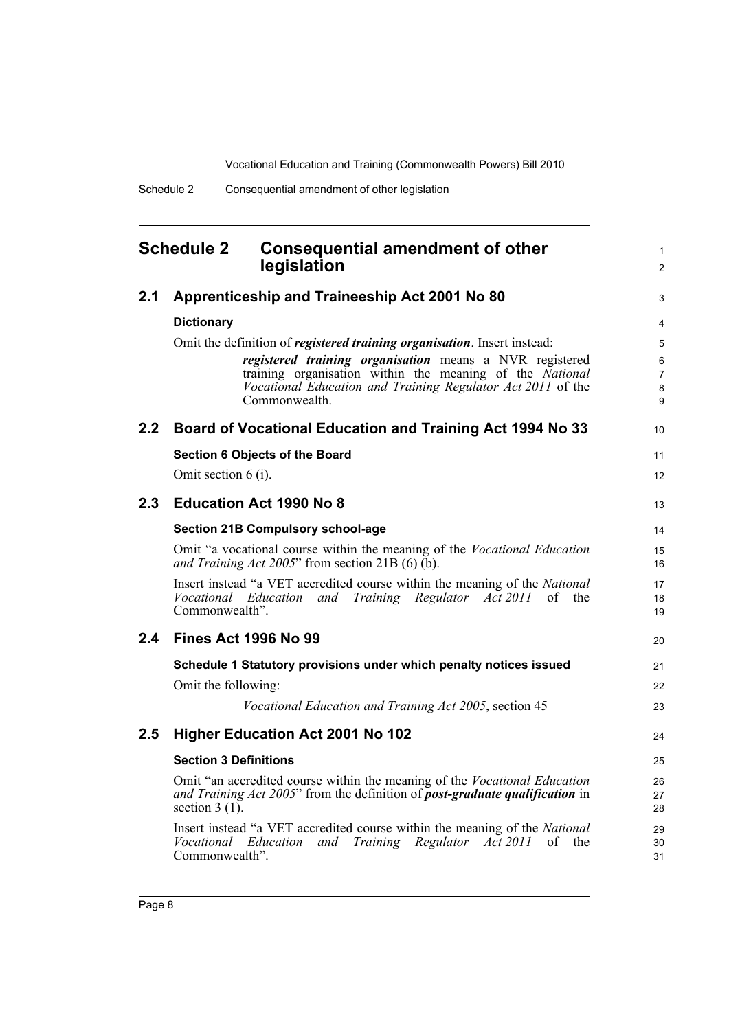## Schedule 2 Consequential amendment of other legislation

### 2.1 Apprenticeship and Traineeship Act 2001 No 80

**Dictionary**

Omit the definition of ***registered training organisation***. Insert instead:

> ***registered training organisation*** means a NVR registered training organisation within the meaning of the *National Vocational Education and Training Regulator Act 2011* of the Commonwealth.

### 2.2 Board of Vocational Education and Training Act 1994 No 33

**Section 6 Objects of the Board**

Omit section 6 (i).

### 2.3 Education Act 1990 No 8

**Section 21B Compulsory school-age**

Omit "a vocational course within the meaning of the *Vocational Education and Training Act 2005*" from section 21B (6) (b).

Insert instead "a VET accredited course within the meaning of the *National Vocational Education and Training Regulator Act 2011* of the Commonwealth".

### 2.4 Fines Act 1996 No 99

**Schedule 1 Statutory provisions under which penalty notices issued**

Omit the following:

> *Vocational Education and Training Act 2005*, section 45

### 2.5 Higher Education Act 2001 No 102

**Section 3 Definitions**

Omit "an accredited course within the meaning of the *Vocational Education and Training Act 2005*" from the definition of ***post-graduate qualification*** in section 3 (1).

Insert instead "a VET accredited course within the meaning of the *National Vocational Education and Training Regulator Act 2011* of the Commonwealth".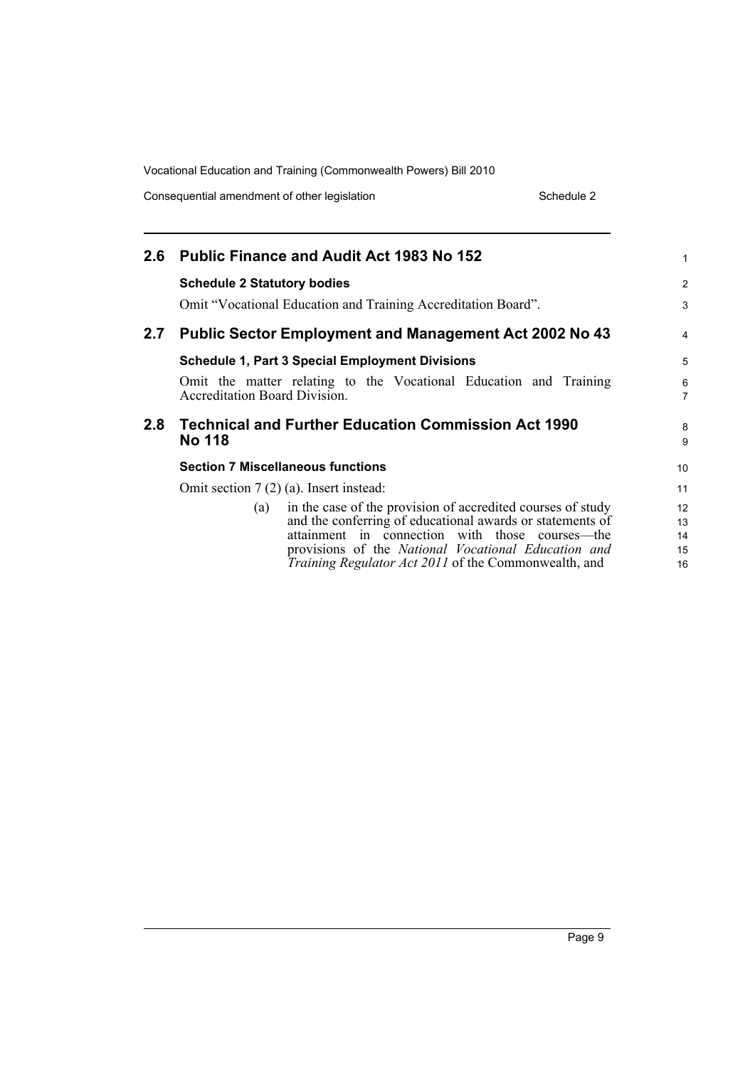## 2.6 Public Finance and Audit Act 1983 No 152

### Schedule 2 Statutory bodies

Omit "Vocational Education and Training Accreditation Board".

## 2.7 Public Sector Employment and Management Act 2002 No 43

### Schedule 1, Part 3 Special Employment Divisions

Omit the matter relating to the Vocational Education and Training Accreditation Board Division.

## 2.8 Technical and Further Education Commission Act 1990 No 118

### Section 7 Miscellaneous functions

Omit section 7 (2) (a). Insert instead:

(a) in the case of the provision of accredited courses of study and the conferring of educational awards or statements of attainment in connection with those courses—the provisions of the *National Vocational Education and Training Regulator Act 2011* of the Commonwealth, and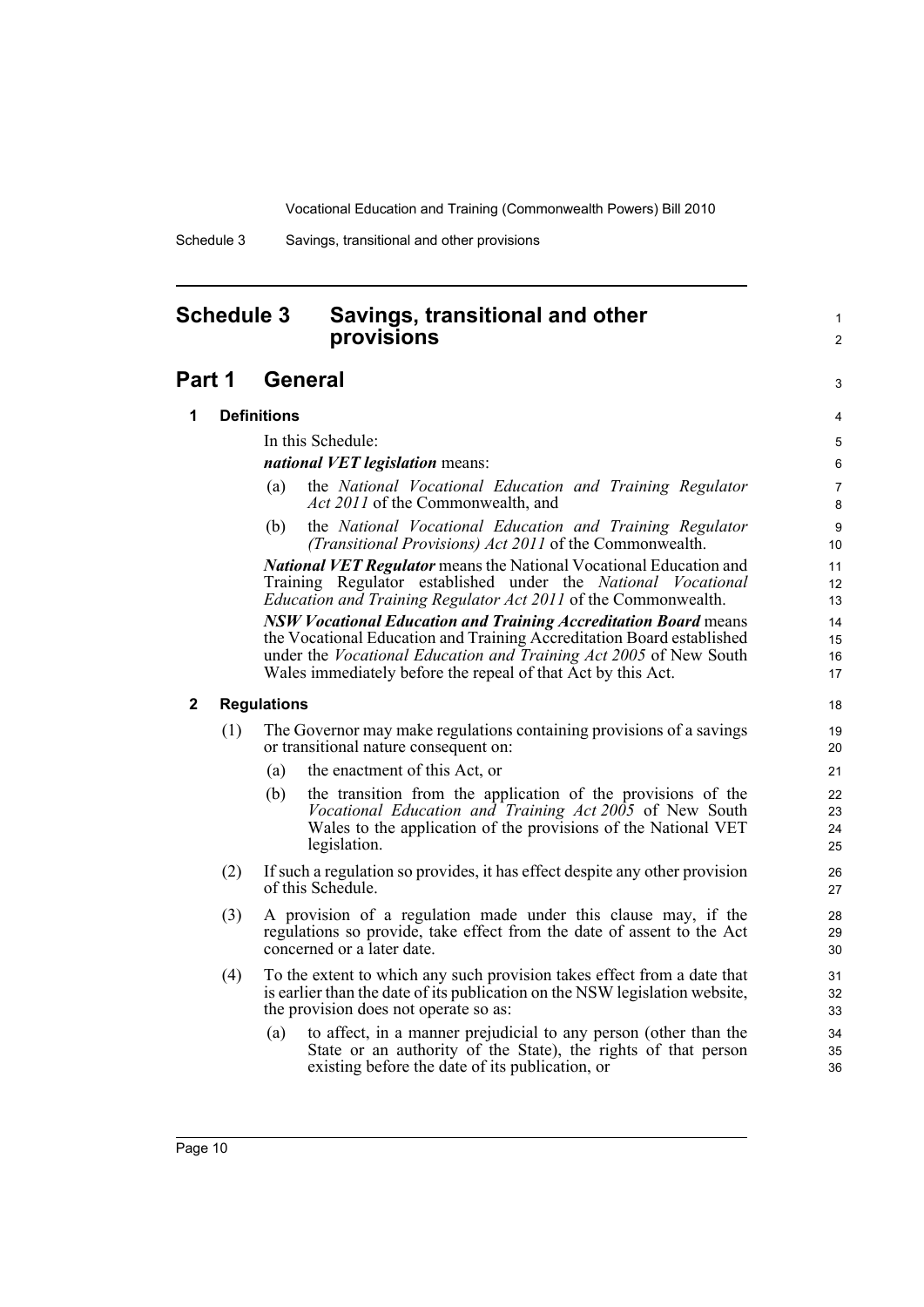# Schedule 3 Savings, transitional and other provisions

## Part 1 General

### 1 Definitions

In this Schedule:

***national VET legislation*** means:

(a) the *National Vocational Education and Training Regulator Act 2011* of the Commonwealth, and

(b) the *National Vocational Education and Training Regulator (Transitional Provisions) Act 2011* of the Commonwealth.

***National VET Regulator*** means the National Vocational Education and Training Regulator established under the *National Vocational Education and Training Regulator Act 2011* of the Commonwealth.

***NSW Vocational Education and Training Accreditation Board*** means the Vocational Education and Training Accreditation Board established under the *Vocational Education and Training Act 2005* of New South Wales immediately before the repeal of that Act by this Act.

### 2 Regulations

(1) The Governor may make regulations containing provisions of a savings or transitional nature consequent on:

(a) the enactment of this Act, or

(b) the transition from the application of the provisions of the *Vocational Education and Training Act 2005* of New South Wales to the application of the provisions of the National VET legislation.

(2) If such a regulation so provides, it has effect despite any other provision of this Schedule.

(3) A provision of a regulation made under this clause may, if the regulations so provide, take effect from the date of assent to the Act concerned or a later date.

(4) To the extent to which any such provision takes effect from a date that is earlier than the date of its publication on the NSW legislation website, the provision does not operate so as:

(a) to affect, in a manner prejudicial to any person (other than the State or an authority of the State), the rights of that person existing before the date of its publication, or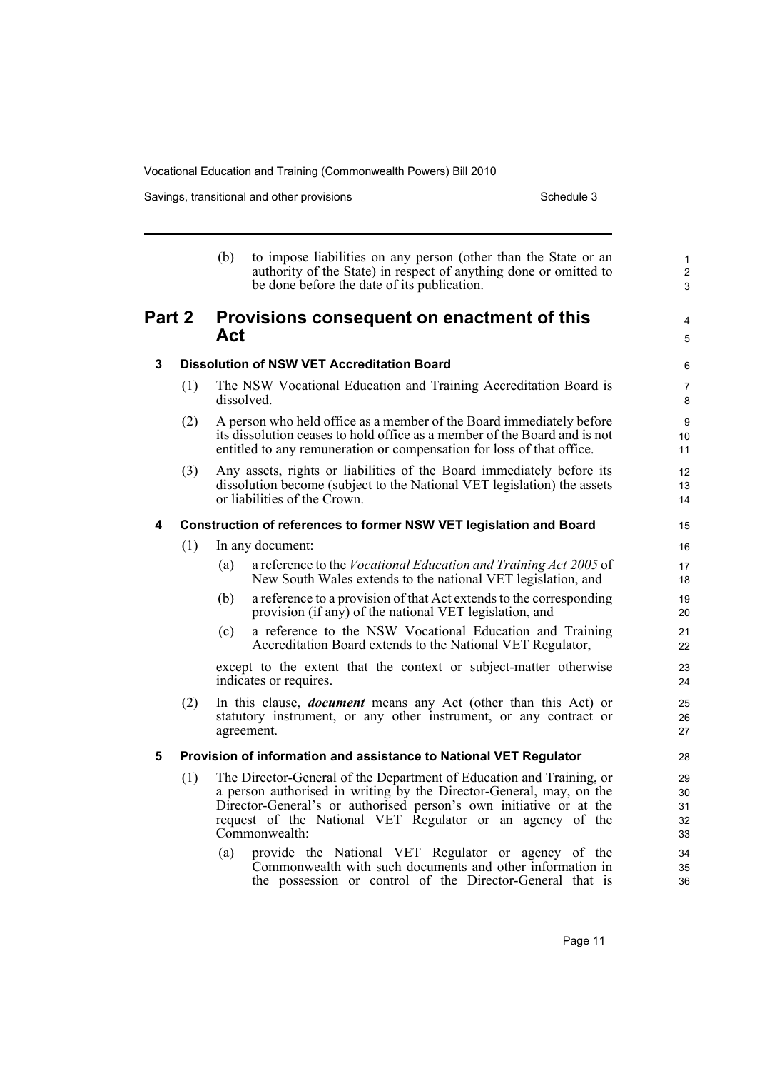(b) to impose liabilities on any person (other than the State or an authority of the State) in respect of anything done or omitted to be done before the date of its publication.

## Part 2 Provisions consequent on enactment of this Act

### 3 Dissolution of NSW VET Accreditation Board

(1) The NSW Vocational Education and Training Accreditation Board is dissolved.

(2) A person who held office as a member of the Board immediately before its dissolution ceases to hold office as a member of the Board and is not entitled to any remuneration or compensation for loss of that office.

(3) Any assets, rights or liabilities of the Board immediately before its dissolution become (subject to the National VET legislation) the assets or liabilities of the Crown.

### 4 Construction of references to former NSW VET legislation and Board

(1) In any document:

- (a) a reference to the *Vocational Education and Training Act 2005* of New South Wales extends to the national VET legislation, and
- (b) a reference to a provision of that Act extends to the corresponding provision (if any) of the national VET legislation, and
- (c) a reference to the NSW Vocational Education and Training Accreditation Board extends to the National VET Regulator,

except to the extent that the context or subject-matter otherwise indicates or requires.

(2) In this clause, ***document*** means any Act (other than this Act) or statutory instrument, or any other instrument, or any contract or agreement.

### 5 Provision of information and assistance to National VET Regulator

(1) The Director-General of the Department of Education and Training, or a person authorised in writing by the Director-General, may, on the Director-General's or authorised person's own initiative or at the request of the National VET Regulator or an agency of the Commonwealth:

- (a) provide the National VET Regulator or agency of the Commonwealth with such documents and other information in the possession or control of the Director-General that is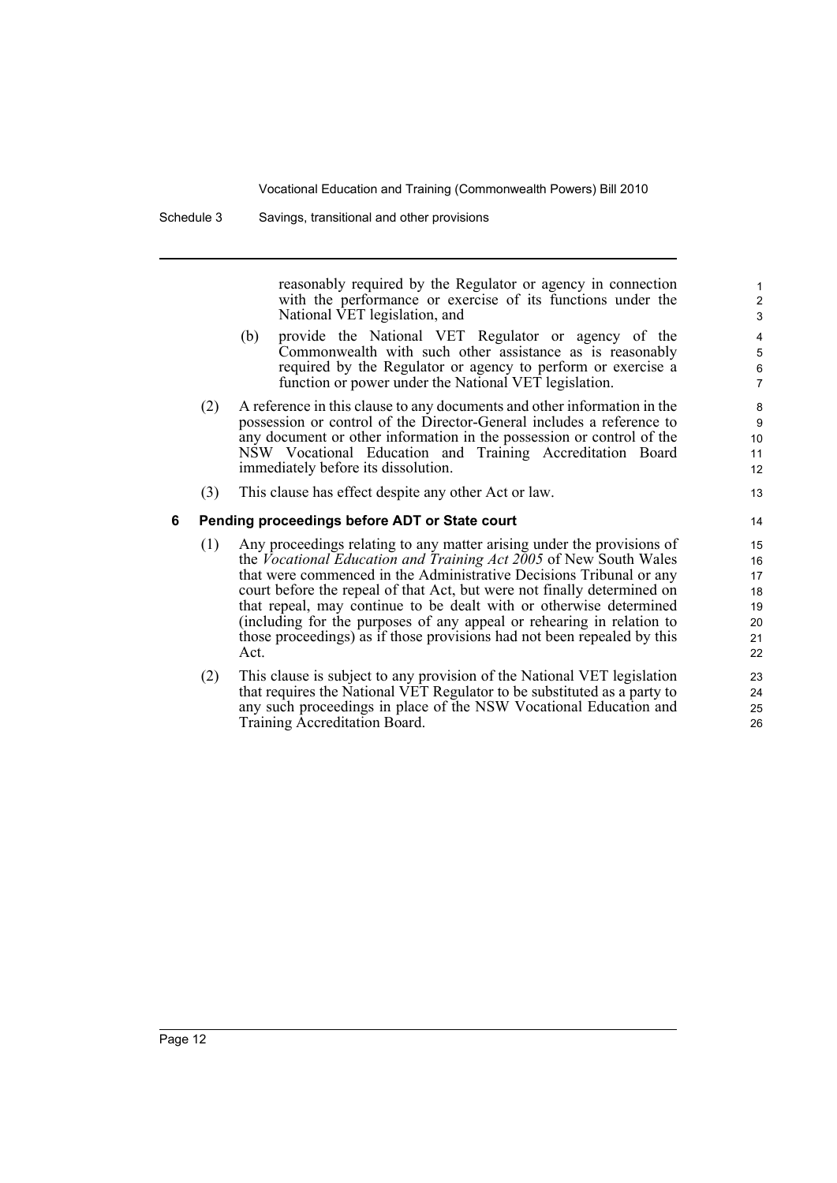reasonably required by the Regulator or agency in connection with the performance or exercise of its functions under the National VET legislation, and

(b) provide the National VET Regulator or agency of the Commonwealth with such other assistance as is reasonably required by the Regulator or agency to perform or exercise a function or power under the National VET legislation.

(2) A reference in this clause to any documents and other information in the possession or control of the Director-General includes a reference to any document or other information in the possession or control of the NSW Vocational Education and Training Accreditation Board immediately before its dissolution.

(3) This clause has effect despite any other Act or law.

### 6 Pending proceedings before ADT or State court

(1) Any proceedings relating to any matter arising under the provisions of the *Vocational Education and Training Act 2005* of New South Wales that were commenced in the Administrative Decisions Tribunal or any court before the repeal of that Act, but were not finally determined on that repeal, may continue to be dealt with or otherwise determined (including for the purposes of any appeal or rehearing in relation to those proceedings) as if those provisions had not been repealed by this Act.

(2) This clause is subject to any provision of the National VET legislation that requires the National VET Regulator to be substituted as a party to any such proceedings in place of the NSW Vocational Education and Training Accreditation Board.